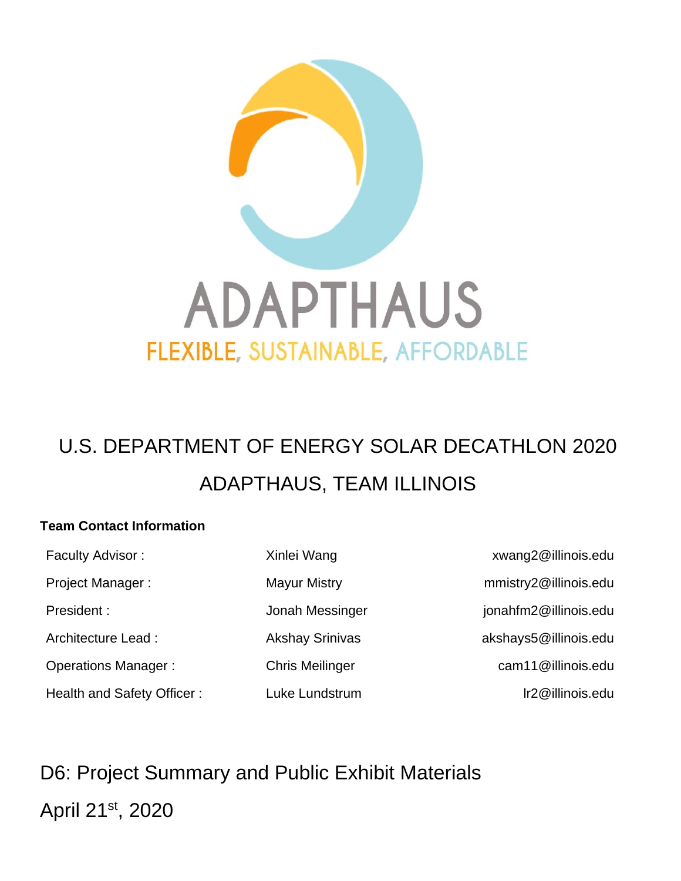ADAPTHAUS

FLEXIBLE, SUSTAINABLE, AFFORDABLE

# U.S. DEPARTMENT OF ENERGY SOLAR DECATHLON 2020

# ADAPTHAUS, TEAM ILLINOIS

**Team Contact Information**

| | | |
|---|---|---|
| Faculty Advisor : | Xinlei Wang | xwang2@illinois.edu |
| Project Manager : | Mayur Mistry | mmistry2@illinois.edu |
| President : | Jonah Messinger | jonahfm2@illinois.edu |
| Architecture Lead : | Akshay Srinivas | akshays5@illinois.edu |
| Operations Manager : | Chris Meilinger | cam11@illinois.edu |
| Health and Safety Officer : | Luke Lundstrum | lr2@illinois.edu |

## D6: Project Summary and Public Exhibit Materials

April 21st, 2020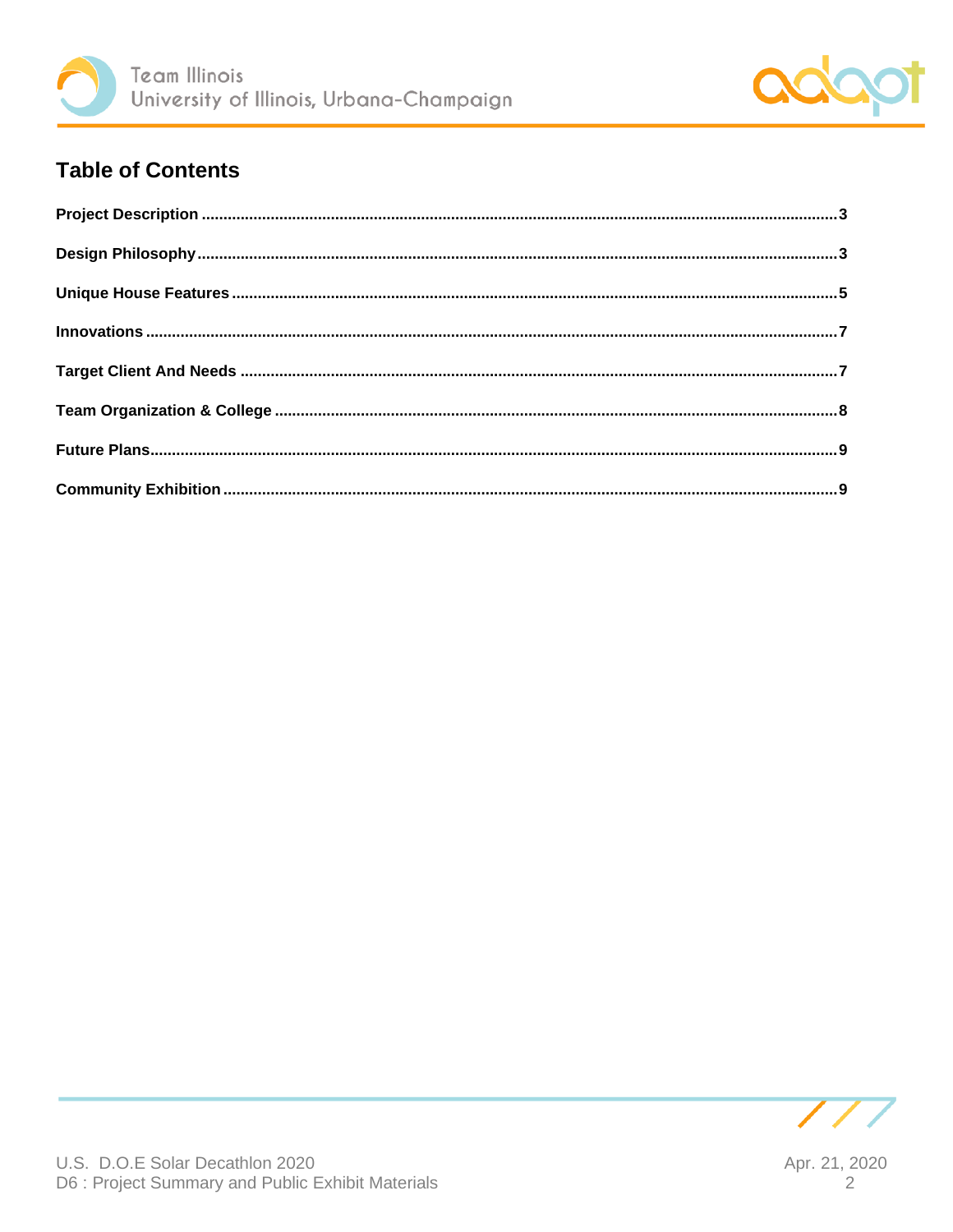## Table of Contents

**Project Description** ........................................................................................................................................ **3**

**Design Philosophy** .......................................................................................................................................... **3**

**Unique House Features** ................................................................................................................................ **5**

**Innovations** ...................................................................................................................................................... **7**

**Target Client And Needs** ............................................................................................................................... **7**

**Team Organization & College** ...................................................................................................................... **8**

**Future Plans** .................................................................................................................................................... **9**

**Community Exhibition** .................................................................................................................................... **9**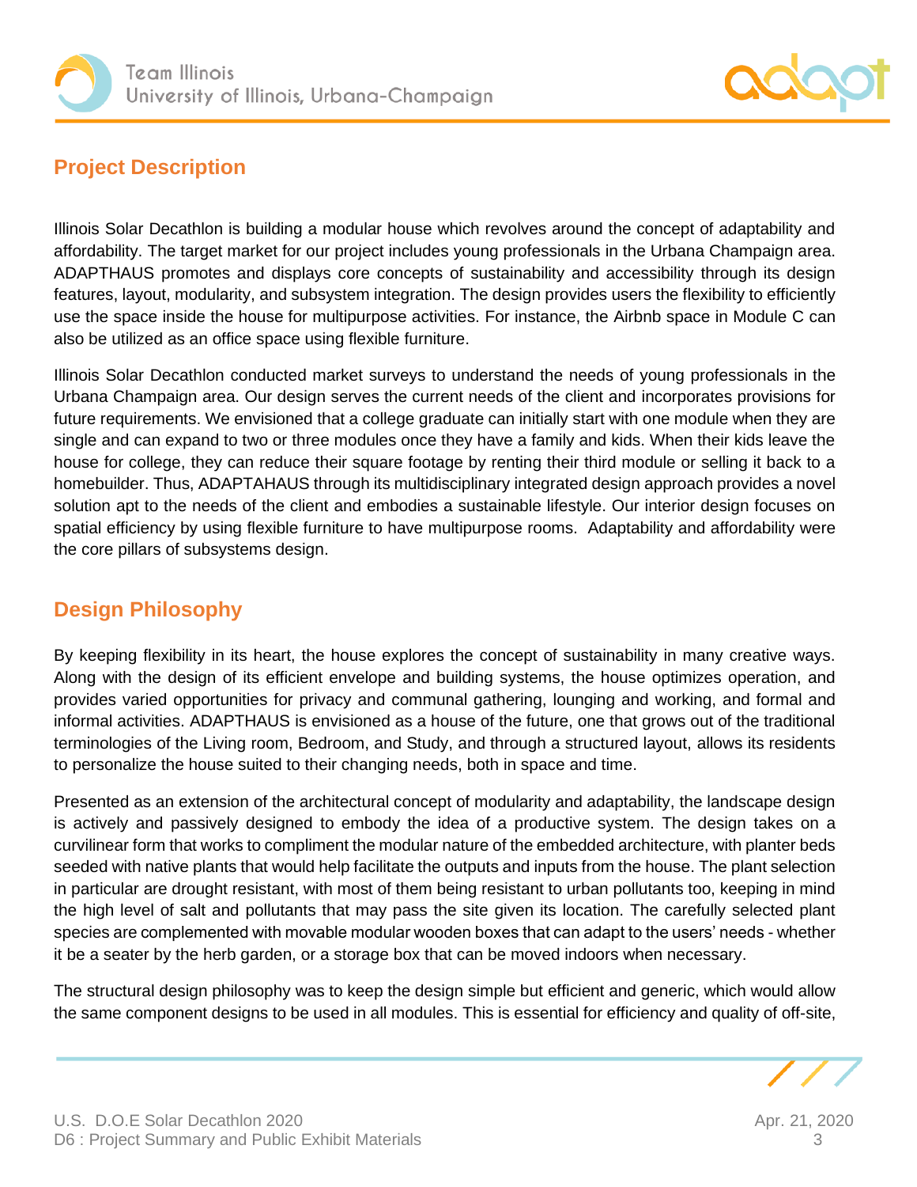## Project Description

Illinois Solar Decathlon is building a modular house which revolves around the concept of adaptability and affordability. The target market for our project includes young professionals in the Urbana Champaign area. ADAPTHAUS promotes and displays core concepts of sustainability and accessibility through its design features, layout, modularity, and subsystem integration. The design provides users the flexibility to efficiently use the space inside the house for multipurpose activities. For instance, the Airbnb space in Module C can also be utilized as an office space using flexible furniture.

Illinois Solar Decathlon conducted market surveys to understand the needs of young professionals in the Urbana Champaign area. Our design serves the current needs of the client and incorporates provisions for future requirements. We envisioned that a college graduate can initially start with one module when they are single and can expand to two or three modules once they have a family and kids. When their kids leave the house for college, they can reduce their square footage by renting their third module or selling it back to a homebuilder. Thus, ADAPTAHAUS through its multidisciplinary integrated design approach provides a novel solution apt to the needs of the client and embodies a sustainable lifestyle. Our interior design focuses on spatial efficiency by using flexible furniture to have multipurpose rooms. Adaptability and affordability were the core pillars of subsystems design.

## Design Philosophy

By keeping flexibility in its heart, the house explores the concept of sustainability in many creative ways. Along with the design of its efficient envelope and building systems, the house optimizes operation, and provides varied opportunities for privacy and communal gathering, lounging and working, and formal and informal activities. ADAPTHAUS is envisioned as a house of the future, one that grows out of the traditional terminologies of the Living room, Bedroom, and Study, and through a structured layout, allows its residents to personalize the house suited to their changing needs, both in space and time.

Presented as an extension of the architectural concept of modularity and adaptability, the landscape design is actively and passively designed to embody the idea of a productive system. The design takes on a curvilinear form that works to compliment the modular nature of the embedded architecture, with planter beds seeded with native plants that would help facilitate the outputs and inputs from the house. The plant selection in particular are drought resistant, with most of them being resistant to urban pollutants too, keeping in mind the high level of salt and pollutants that may pass the site given its location. The carefully selected plant species are complemented with movable modular wooden boxes that can adapt to the users' needs - whether it be a seater by the herb garden, or a storage box that can be moved indoors when necessary.

The structural design philosophy was to keep the design simple but efficient and generic, which would allow the same component designs to be used in all modules. This is essential for efficiency and quality of off-site,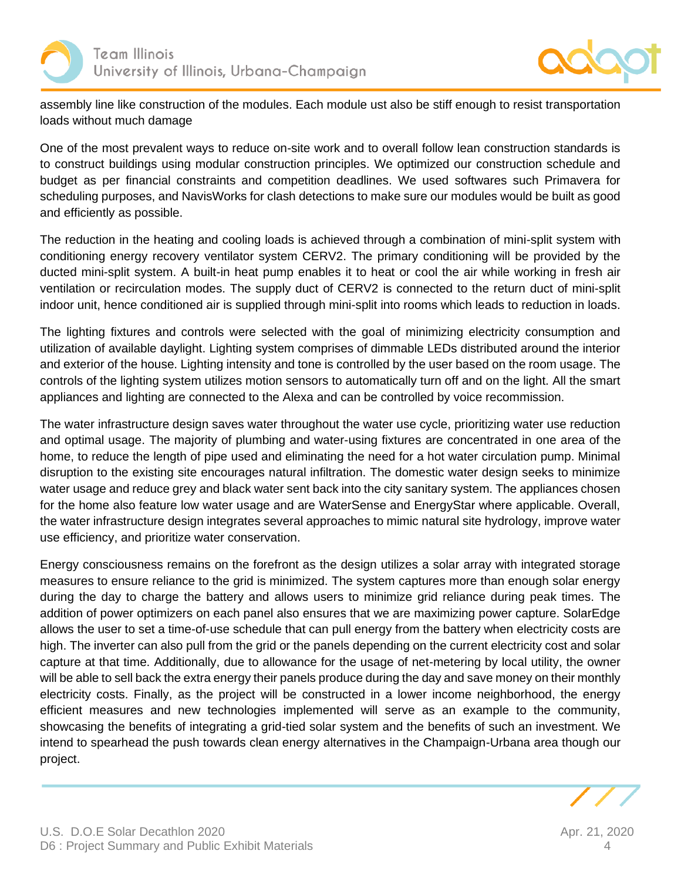assembly line like construction of the modules. Each module ust also be stiff enough to resist transportation loads without much damage

One of the most prevalent ways to reduce on-site work and to overall follow lean construction standards is to construct buildings using modular construction principles. We optimized our construction schedule and budget as per financial constraints and competition deadlines. We used softwares such Primavera for scheduling purposes, and NavisWorks for clash detections to make sure our modules would be built as good and efficiently as possible.

The reduction in the heating and cooling loads is achieved through a combination of mini-split system with conditioning energy recovery ventilator system CERV2. The primary conditioning will be provided by the ducted mini-split system. A built-in heat pump enables it to heat or cool the air while working in fresh air ventilation or recirculation modes. The supply duct of CERV2 is connected to the return duct of mini-split indoor unit, hence conditioned air is supplied through mini-split into rooms which leads to reduction in loads.

The lighting fixtures and controls were selected with the goal of minimizing electricity consumption and utilization of available daylight. Lighting system comprises of dimmable LEDs distributed around the interior and exterior of the house. Lighting intensity and tone is controlled by the user based on the room usage. The controls of the lighting system utilizes motion sensors to automatically turn off and on the light. All the smart appliances and lighting are connected to the Alexa and can be controlled by voice recommission.

The water infrastructure design saves water throughout the water use cycle, prioritizing water use reduction and optimal usage. The majority of plumbing and water-using fixtures are concentrated in one area of the home, to reduce the length of pipe used and eliminating the need for a hot water circulation pump. Minimal disruption to the existing site encourages natural infiltration. The domestic water design seeks to minimize water usage and reduce grey and black water sent back into the city sanitary system. The appliances chosen for the home also feature low water usage and are WaterSense and EnergyStar where applicable. Overall, the water infrastructure design integrates several approaches to mimic natural site hydrology, improve water use efficiency, and prioritize water conservation.

Energy consciousness remains on the forefront as the design utilizes a solar array with integrated storage measures to ensure reliance to the grid is minimized. The system captures more than enough solar energy during the day to charge the battery and allows users to minimize grid reliance during peak times. The addition of power optimizers on each panel also ensures that we are maximizing power capture. SolarEdge allows the user to set a time-of-use schedule that can pull energy from the battery when electricity costs are high. The inverter can also pull from the grid or the panels depending on the current electricity cost and solar capture at that time. Additionally, due to allowance for the usage of net-metering by local utility, the owner will be able to sell back the extra energy their panels produce during the day and save money on their monthly electricity costs. Finally, as the project will be constructed in a lower income neighborhood, the energy efficient measures and new technologies implemented will serve as an example to the community, showcasing the benefits of integrating a grid-tied solar system and the benefits of such an investment. We intend to spearhead the push towards clean energy alternatives in the Champaign-Urbana area though our project.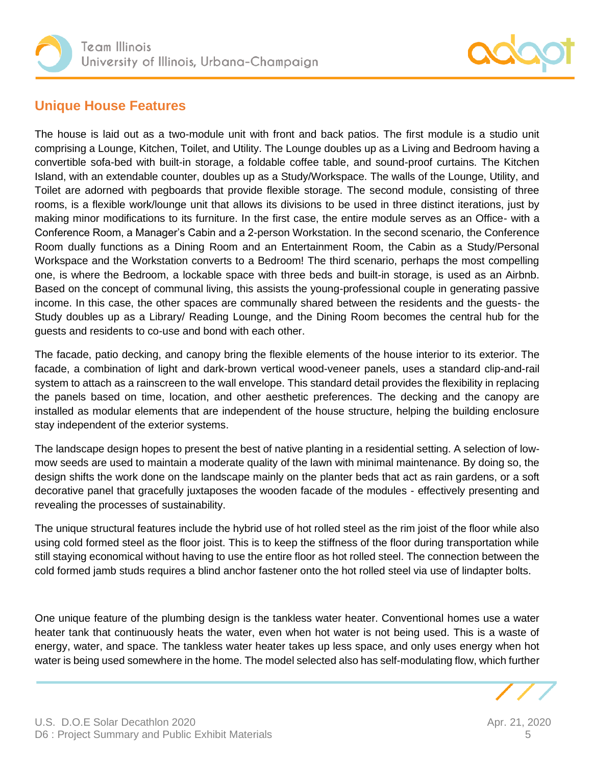## Unique House Features

The house is laid out as a two-module unit with front and back patios. The first module is a studio unit comprising a Lounge, Kitchen, Toilet, and Utility. The Lounge doubles up as a Living and Bedroom having a convertible sofa-bed with built-in storage, a foldable coffee table, and sound-proof curtains. The Kitchen Island, with an extendable counter, doubles up as a Study/Workspace. The walls of the Lounge, Utility, and Toilet are adorned with pegboards that provide flexible storage. The second module, consisting of three rooms, is a flexible work/lounge unit that allows its divisions to be used in three distinct iterations, just by making minor modifications to its furniture. In the first case, the entire module serves as an Office- with a Conference Room, a Manager's Cabin and a 2-person Workstation. In the second scenario, the Conference Room dually functions as a Dining Room and an Entertainment Room, the Cabin as a Study/Personal Workspace and the Workstation converts to a Bedroom! The third scenario, perhaps the most compelling one, is where the Bedroom, a lockable space with three beds and built-in storage, is used as an Airbnb. Based on the concept of communal living, this assists the young-professional couple in generating passive income. In this case, the other spaces are communally shared between the residents and the guests- the Study doubles up as a Library/ Reading Lounge, and the Dining Room becomes the central hub for the guests and residents to co-use and bond with each other.

The facade, patio decking, and canopy bring the flexible elements of the house interior to its exterior. The facade, a combination of light and dark-brown vertical wood-veneer panels, uses a standard clip-and-rail system to attach as a rainscreen to the wall envelope. This standard detail provides the flexibility in replacing the panels based on time, location, and other aesthetic preferences. The decking and the canopy are installed as modular elements that are independent of the house structure, helping the building enclosure stay independent of the exterior systems.

The landscape design hopes to present the best of native planting in a residential setting. A selection of low-mow seeds are used to maintain a moderate quality of the lawn with minimal maintenance. By doing so, the design shifts the work done on the landscape mainly on the planter beds that act as rain gardens, or a soft decorative panel that gracefully juxtaposes the wooden facade of the modules - effectively presenting and revealing the processes of sustainability.

The unique structural features include the hybrid use of hot rolled steel as the rim joist of the floor while also using cold formed steel as the floor joist. This is to keep the stiffness of the floor during transportation while still staying economical without having to use the entire floor as hot rolled steel. The connection between the cold formed jamb studs requires a blind anchor fastener onto the hot rolled steel via use of lindapter bolts.

One unique feature of the plumbing design is the tankless water heater. Conventional homes use a water heater tank that continuously heats the water, even when hot water is not being used. This is a waste of energy, water, and space. The tankless water heater takes up less space, and only uses energy when hot water is being used somewhere in the home. The model selected also has self-modulating flow, which further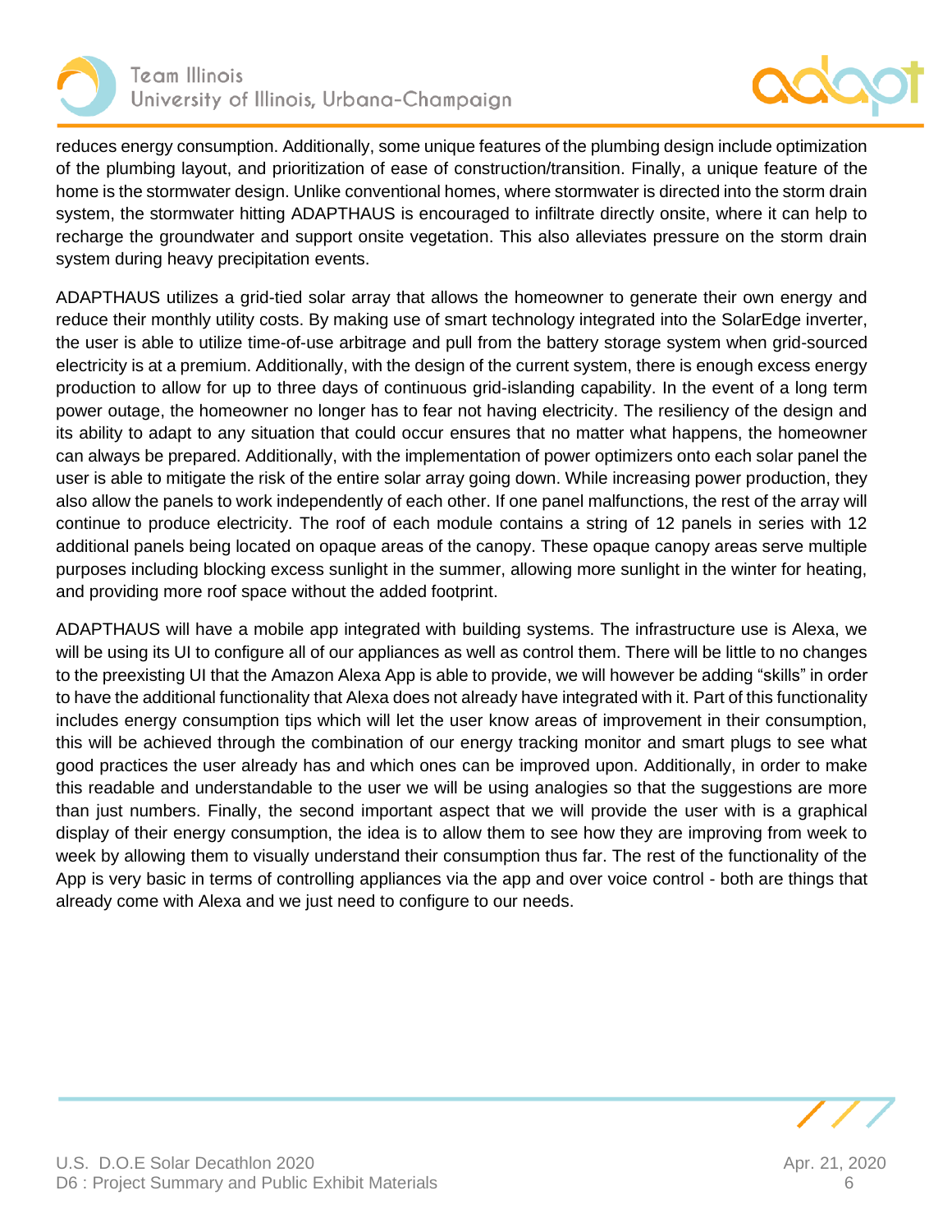reduces energy consumption. Additionally, some unique features of the plumbing design include optimization of the plumbing layout, and prioritization of ease of construction/transition. Finally, a unique feature of the home is the stormwater design. Unlike conventional homes, where stormwater is directed into the storm drain system, the stormwater hitting ADAPTHAUS is encouraged to infiltrate directly onsite, where it can help to recharge the groundwater and support onsite vegetation. This also alleviates pressure on the storm drain system during heavy precipitation events.

ADAPTHAUS utilizes a grid-tied solar array that allows the homeowner to generate their own energy and reduce their monthly utility costs. By making use of smart technology integrated into the SolarEdge inverter, the user is able to utilize time-of-use arbitrage and pull from the battery storage system when grid-sourced electricity is at a premium. Additionally, with the design of the current system, there is enough excess energy production to allow for up to three days of continuous grid-islanding capability. In the event of a long term power outage, the homeowner no longer has to fear not having electricity. The resiliency of the design and its ability to adapt to any situation that could occur ensures that no matter what happens, the homeowner can always be prepared. Additionally, with the implementation of power optimizers onto each solar panel the user is able to mitigate the risk of the entire solar array going down. While increasing power production, they also allow the panels to work independently of each other. If one panel malfunctions, the rest of the array will continue to produce electricity. The roof of each module contains a string of 12 panels in series with 12 additional panels being located on opaque areas of the canopy. These opaque canopy areas serve multiple purposes including blocking excess sunlight in the summer, allowing more sunlight in the winter for heating, and providing more roof space without the added footprint.

ADAPTHAUS will have a mobile app integrated with building systems. The infrastructure use is Alexa, we will be using its UI to configure all of our appliances as well as control them. There will be little to no changes to the preexisting UI that the Amazon Alexa App is able to provide, we will however be adding "skills" in order to have the additional functionality that Alexa does not already have integrated with it. Part of this functionality includes energy consumption tips which will let the user know areas of improvement in their consumption, this will be achieved through the combination of our energy tracking monitor and smart plugs to see what good practices the user already has and which ones can be improved upon. Additionally, in order to make this readable and understandable to the user we will be using analogies so that the suggestions are more than just numbers. Finally, the second important aspect that we will provide the user with is a graphical display of their energy consumption, the idea is to allow them to see how they are improving from week to week by allowing them to visually understand their consumption thus far. The rest of the functionality of the App is very basic in terms of controlling appliances via the app and over voice control - both are things that already come with Alexa and we just need to configure to our needs.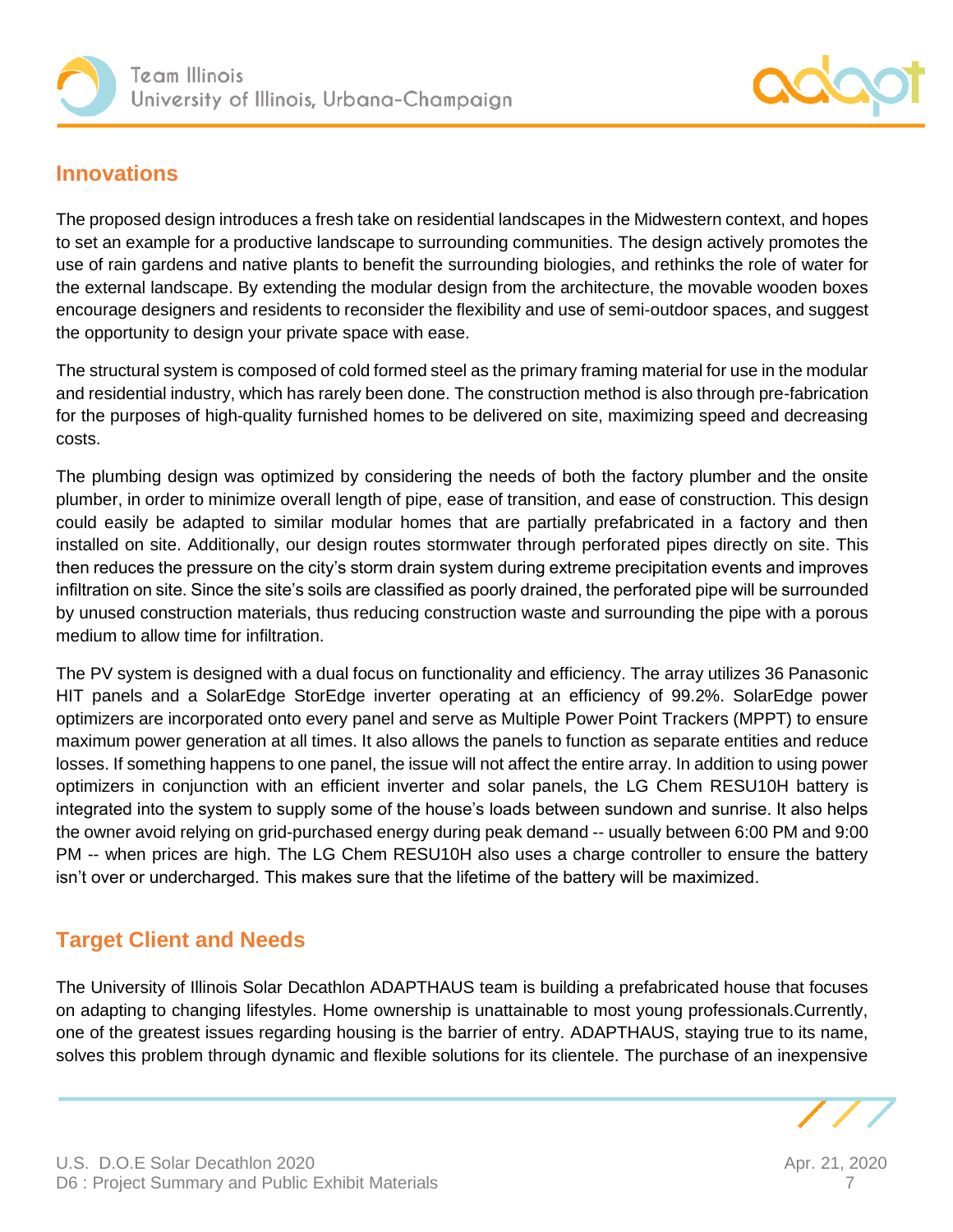## Innovations

The proposed design introduces a fresh take on residential landscapes in the Midwestern context, and hopes to set an example for a productive landscape to surrounding communities. The design actively promotes the use of rain gardens and native plants to benefit the surrounding biologies, and rethinks the role of water for the external landscape. By extending the modular design from the architecture, the movable wooden boxes encourage designers and residents to reconsider the flexibility and use of semi-outdoor spaces, and suggest the opportunity to design your private space with ease.

The structural system is composed of cold formed steel as the primary framing material for use in the modular and residential industry, which has rarely been done. The construction method is also through pre-fabrication for the purposes of high-quality furnished homes to be delivered on site, maximizing speed and decreasing costs.

The plumbing design was optimized by considering the needs of both the factory plumber and the onsite plumber, in order to minimize overall length of pipe, ease of transition, and ease of construction. This design could easily be adapted to similar modular homes that are partially prefabricated in a factory and then installed on site. Additionally, our design routes stormwater through perforated pipes directly on site. This then reduces the pressure on the city's storm drain system during extreme precipitation events and improves infiltration on site. Since the site's soils are classified as poorly drained, the perforated pipe will be surrounded by unused construction materials, thus reducing construction waste and surrounding the pipe with a porous medium to allow time for infiltration.

The PV system is designed with a dual focus on functionality and efficiency. The array utilizes 36 Panasonic HIT panels and a SolarEdge StorEdge inverter operating at an efficiency of 99.2%. SolarEdge power optimizers are incorporated onto every panel and serve as Multiple Power Point Trackers (MPPT) to ensure maximum power generation at all times. It also allows the panels to function as separate entities and reduce losses. If something happens to one panel, the issue will not affect the entire array. In addition to using power optimizers in conjunction with an efficient inverter and solar panels, the LG Chem RESU10H battery is integrated into the system to supply some of the house's loads between sundown and sunrise. It also helps the owner avoid relying on grid-purchased energy during peak demand -- usually between 6:00 PM and 9:00 PM -- when prices are high. The LG Chem RESU10H also uses a charge controller to ensure the battery isn't over or undercharged. This makes sure that the lifetime of the battery will be maximized.

## Target Client and Needs

The University of Illinois Solar Decathlon ADAPTHAUS team is building a prefabricated house that focuses on adapting to changing lifestyles. Home ownership is unattainable to most young professionals.Currently, one of the greatest issues regarding housing is the barrier of entry. ADAPTHAUS, staying true to its name, solves this problem through dynamic and flexible solutions for its clientele. The purchase of an inexpensive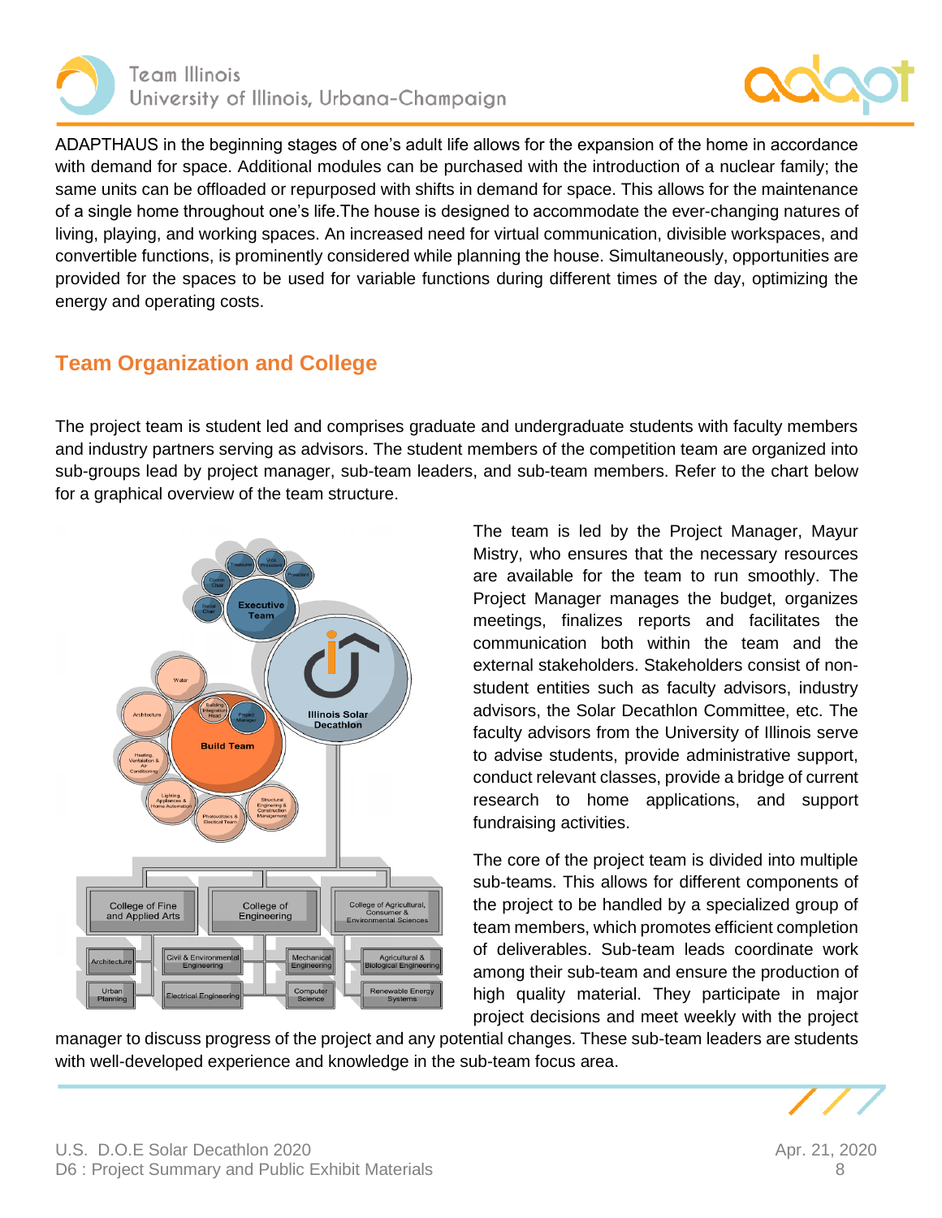ADAPTHAUS in the beginning stages of one's adult life allows for the expansion of the home in accordance with demand for space. Additional modules can be purchased with the introduction of a nuclear family; the same units can be offloaded or repurposed with shifts in demand for space. This allows for the maintenance of a single home throughout one's life.The house is designed to accommodate the ever-changing natures of living, playing, and working spaces. An increased need for virtual communication, divisible workspaces, and convertible functions, is prominently considered while planning the house. Simultaneously, opportunities are provided for the spaces to be used for variable functions during different times of the day, optimizing the energy and operating costs.

## Team Organization and College

The project team is student led and comprises graduate and undergraduate students with faculty members and industry partners serving as advisors. The student members of the competition team are organized into sub-groups lead by project manager, sub-team leaders, and sub-team members. Refer to the chart below for a graphical overview of the team structure.

The team is led by the Project Manager, Mayur Mistry, who ensures that the necessary resources are available for the team to run smoothly. The Project Manager manages the budget, organizes meetings, finalizes reports and facilitates the communication both within the team and the external stakeholders. Stakeholders consist of non-student entities such as faculty advisors, industry advisors, the Solar Decathlon Committee, etc. The faculty advisors from the University of Illinois serve to advise students, provide administrative support, conduct relevant classes, provide a bridge of current research to home applications, and support fundraising activities.

The core of the project team is divided into multiple sub-teams. This allows for different components of the project to be handled by a specialized group of team members, which promotes efficient completion of deliverables. Sub-team leads coordinate work among their sub-team and ensure the production of high quality material. They participate in major project decisions and meet weekly with the project manager to discuss progress of the project and any potential changes. These sub-team leaders are students with well-developed experience and knowledge in the sub-team focus area.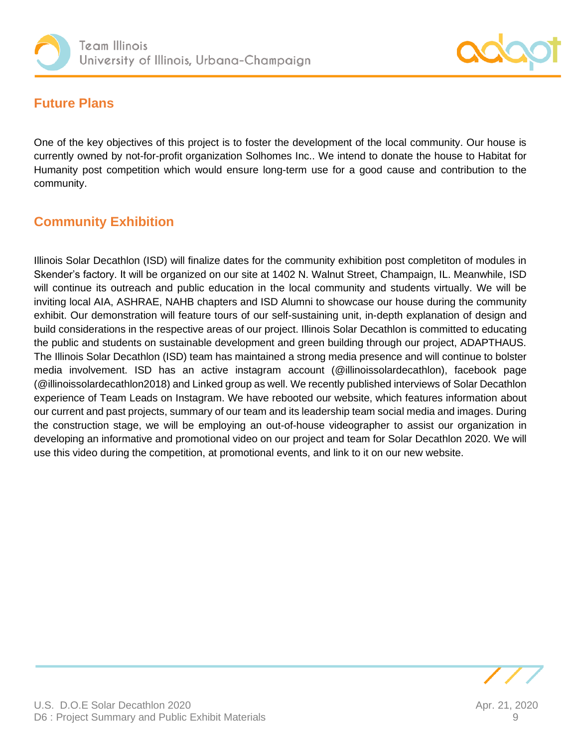## Future Plans

One of the key objectives of this project is to foster the development of the local community. Our house is currently owned by not-for-profit organization Solhomes Inc.. We intend to donate the house to Habitat for Humanity post competition which would ensure long-term use for a good cause and contribution to the community.

## Community Exhibition

Illinois Solar Decathlon (ISD) will finalize dates for the community exhibition post completiton of modules in Skender's factory. It will be organized on our site at 1402 N. Walnut Street, Champaign, IL. Meanwhile, ISD will continue its outreach and public education in the local community and students virtually. We will be inviting local AIA, ASHRAE, NAHB chapters and ISD Alumni to showcase our house during the community exhibit. Our demonstration will feature tours of our self-sustaining unit, in-depth explanation of design and build considerations in the respective areas of our project. Illinois Solar Decathlon is committed to educating the public and students on sustainable development and green building through our project, ADAPTHAUS. The Illinois Solar Decathlon (ISD) team has maintained a strong media presence and will continue to bolster media involvement. ISD has an active instagram account (@illinoissolardecathlon), facebook page (@illinoissolardecathlon2018) and Linked group as well. We recently published interviews of Solar Decathlon experience of Team Leads on Instagram. We have rebooted our website, which features information about our current and past projects, summary of our team and its leadership team social media and images. During the construction stage, we will be employing an out-of-house videographer to assist our organization in developing an informative and promotional video on our project and team for Solar Decathlon 2020. We will use this video during the competition, at promotional events, and link to it on our new website.